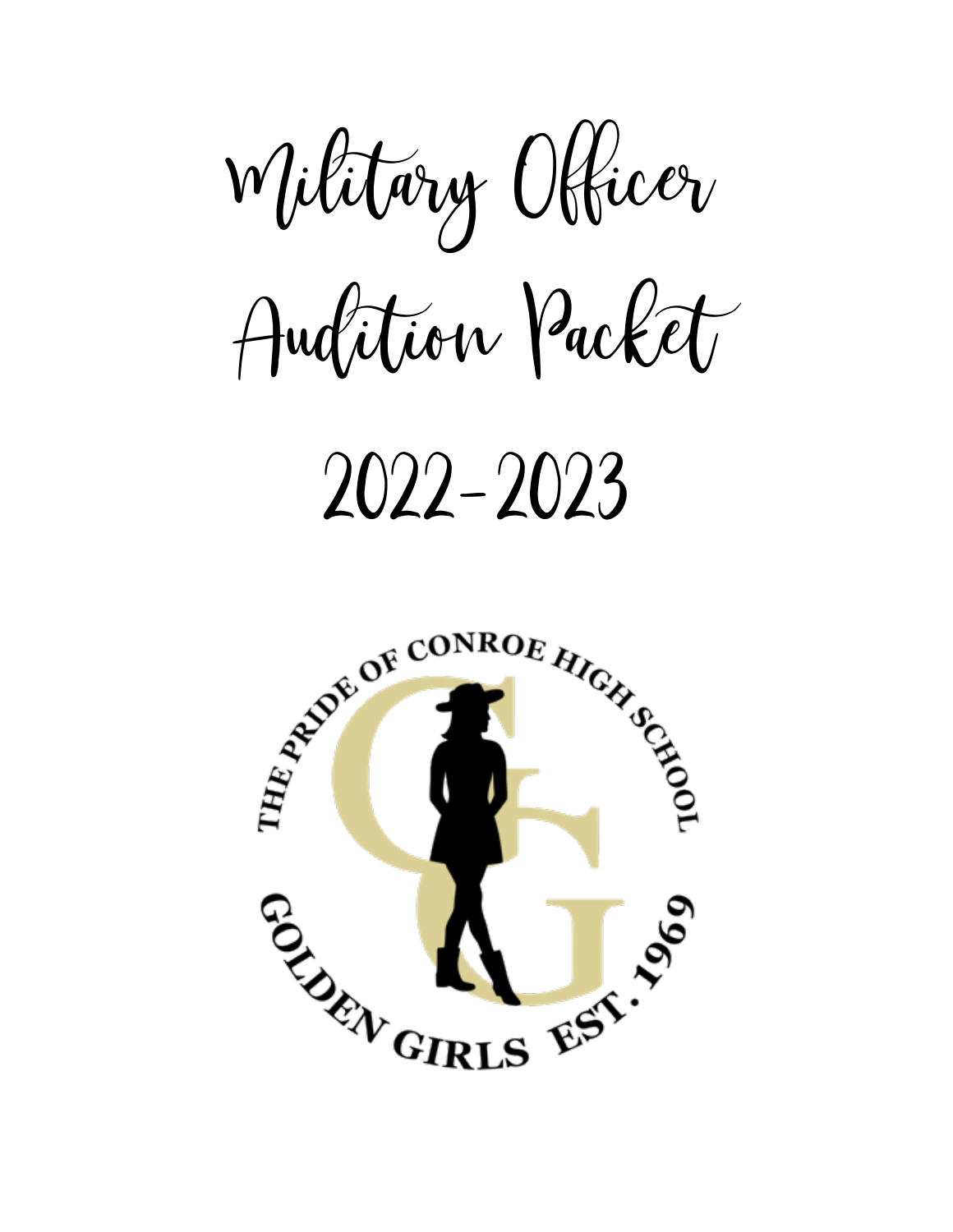# Military Officer Audition Packet

# 2022-2023

THE PRIDE OF CONROE HIGH SCHOOL

GOLDEN GIRLS EST. 1969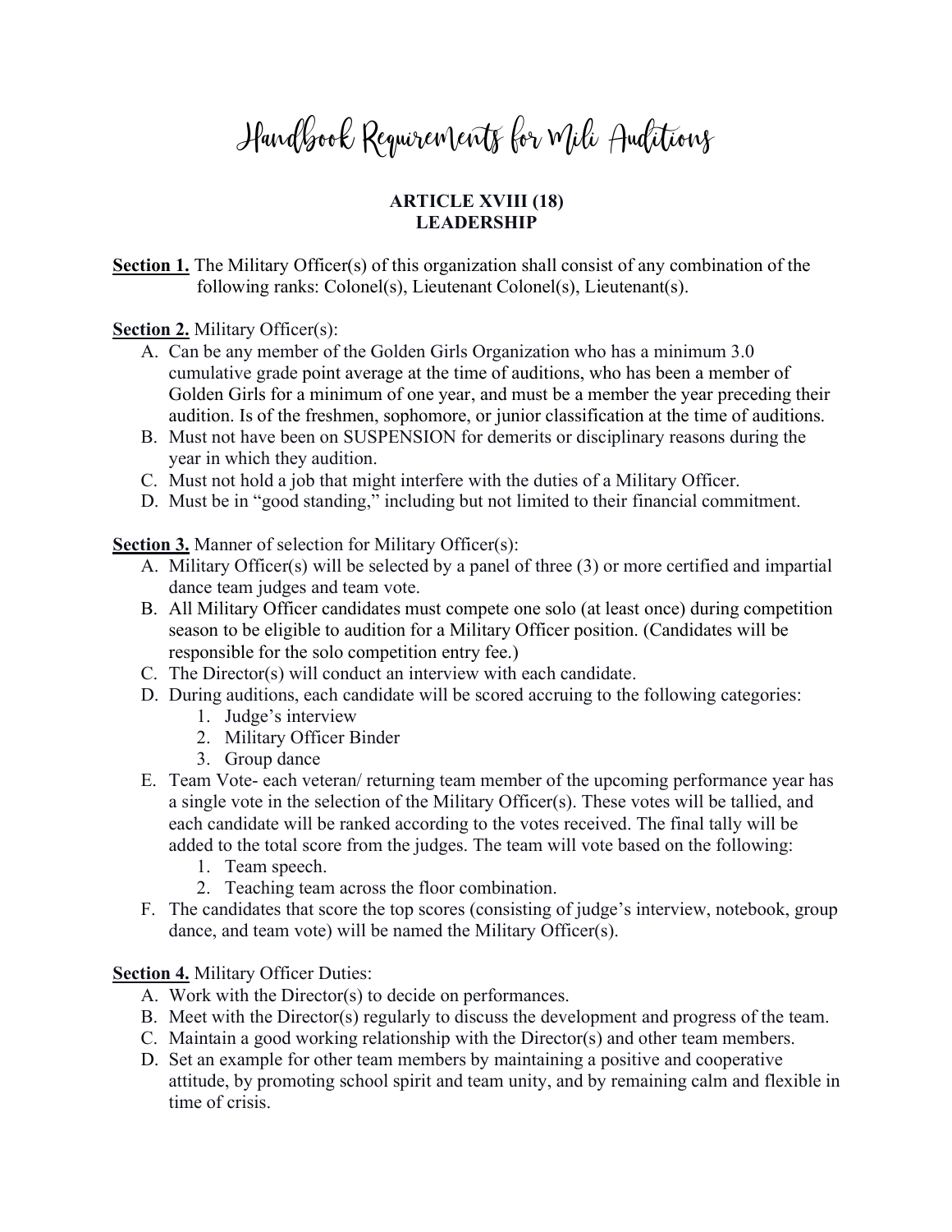# Handbook Requirements for Mili Auditions

## ARTICLE XVIII (18)
## LEADERSHIP

**Section 1.** The Military Officer(s) of this organization shall consist of any combination of the following ranks: Colonel(s), Lieutenant Colonel(s), Lieutenant(s).

**Section 2.** Military Officer(s):

A. Can be any member of the Golden Girls Organization who has a minimum 3.0 cumulative grade point average at the time of auditions, who has been a member of Golden Girls for a minimum of one year, and must be a member the year preceding their audition. Is of the freshmen, sophomore, or junior classification at the time of auditions.
B. Must not have been on SUSPENSION for demerits or disciplinary reasons during the year in which they audition.
C. Must not hold a job that might interfere with the duties of a Military Officer.
D. Must be in "good standing," including but not limited to their financial commitment.

**Section 3.** Manner of selection for Military Officer(s):

A. Military Officer(s) will be selected by a panel of three (3) or more certified and impartial dance team judges and team vote.
B. All Military Officer candidates must compete one solo (at least once) during competition season to be eligible to audition for a Military Officer position. (Candidates will be responsible for the solo competition entry fee.)
C. The Director(s) will conduct an interview with each candidate.
D. During auditions, each candidate will be scored accruing to the following categories:
   1. Judge's interview
   2. Military Officer Binder
   3. Group dance
E. Team Vote- each veteran/ returning team member of the upcoming performance year has a single vote in the selection of the Military Officer(s). These votes will be tallied, and each candidate will be ranked according to the votes received. The final tally will be added to the total score from the judges. The team will vote based on the following:
   1. Team speech.
   2. Teaching team across the floor combination.
F. The candidates that score the top scores (consisting of judge's interview, notebook, group dance, and team vote) will be named the Military Officer(s).

**Section 4.** Military Officer Duties:

A. Work with the Director(s) to decide on performances.
B. Meet with the Director(s) regularly to discuss the development and progress of the team.
C. Maintain a good working relationship with the Director(s) and other team members.
D. Set an example for other team members by maintaining a positive and cooperative attitude, by promoting school spirit and team unity, and by remaining calm and flexible in time of crisis.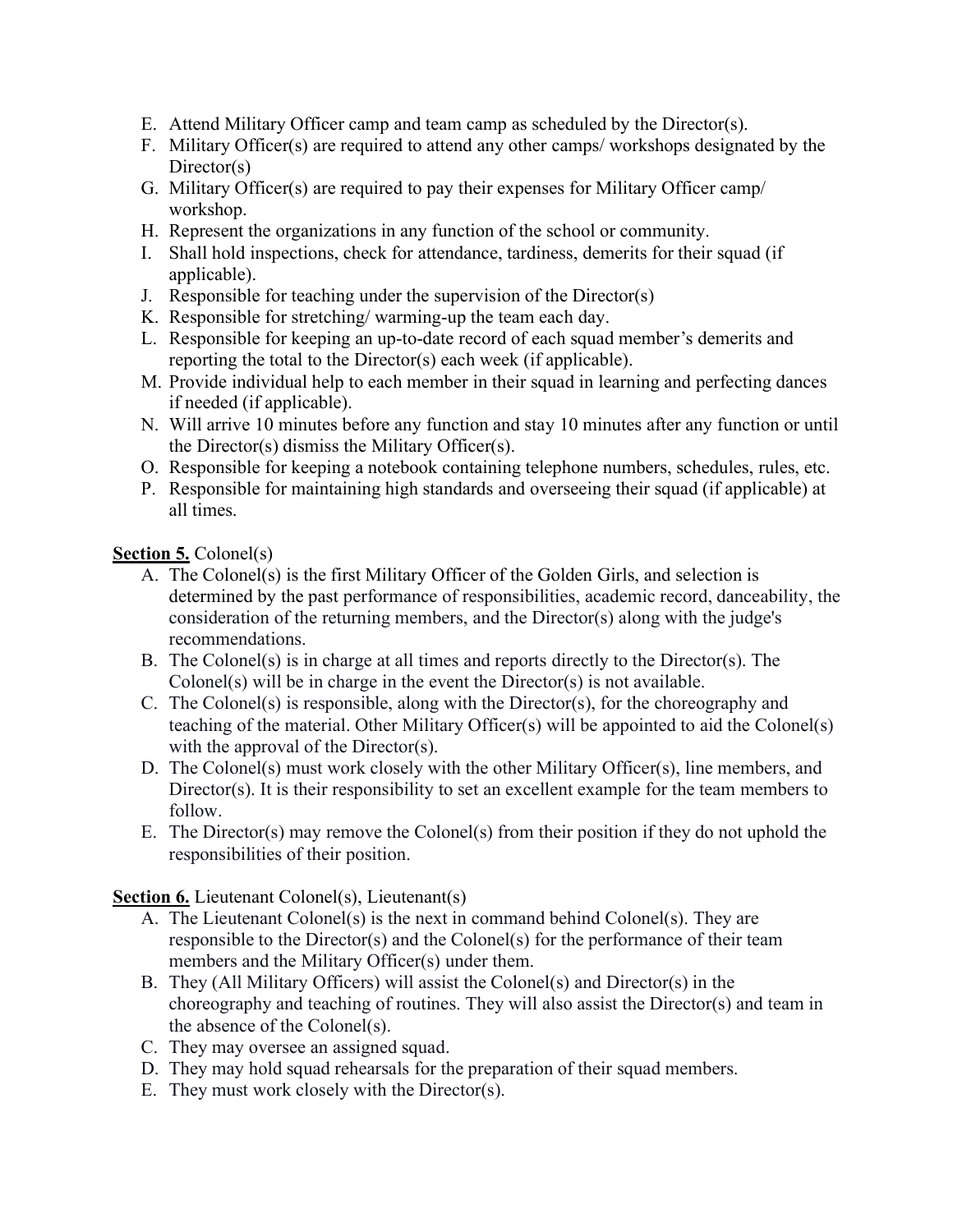E. Attend Military Officer camp and team camp as scheduled by the Director(s).
F. Military Officer(s) are required to attend any other camps/ workshops designated by the Director(s)
G. Military Officer(s) are required to pay their expenses for Military Officer camp/ workshop.
H. Represent the organizations in any function of the school or community.
I. Shall hold inspections, check for attendance, tardiness, demerits for their squad (if applicable).
J. Responsible for teaching under the supervision of the Director(s)
K. Responsible for stretching/ warming-up the team each day.
L. Responsible for keeping an up-to-date record of each squad member's demerits and reporting the total to the Director(s) each week (if applicable).
M. Provide individual help to each member in their squad in learning and perfecting dances if needed (if applicable).
N. Will arrive 10 minutes before any function and stay 10 minutes after any function or until the Director(s) dismiss the Military Officer(s).
O. Responsible for keeping a notebook containing telephone numbers, schedules, rules, etc.
P. Responsible for maintaining high standards and overseeing their squad (if applicable) at all times.

**Section 5.** Colonel(s)

A. The Colonel(s) is the first Military Officer of the Golden Girls, and selection is determined by the past performance of responsibilities, academic record, danceability, the consideration of the returning members, and the Director(s) along with the judge's recommendations.
B. The Colonel(s) is in charge at all times and reports directly to the Director(s). The Colonel(s) will be in charge in the event the Director(s) is not available.
C. The Colonel(s) is responsible, along with the Director(s), for the choreography and teaching of the material. Other Military Officer(s) will be appointed to aid the Colonel(s) with the approval of the Director(s).
D. The Colonel(s) must work closely with the other Military Officer(s), line members, and Director(s). It is their responsibility to set an excellent example for the team members to follow.
E. The Director(s) may remove the Colonel(s) from their position if they do not uphold the responsibilities of their position.

**Section 6.** Lieutenant Colonel(s), Lieutenant(s)

A. The Lieutenant Colonel(s) is the next in command behind Colonel(s). They are responsible to the Director(s) and the Colonel(s) for the performance of their team members and the Military Officer(s) under them.
B. They (All Military Officers) will assist the Colonel(s) and Director(s) in the choreography and teaching of routines. They will also assist the Director(s) and team in the absence of the Colonel(s).
C. They may oversee an assigned squad.
D. They may hold squad rehearsals for the preparation of their squad members.
E. They must work closely with the Director(s).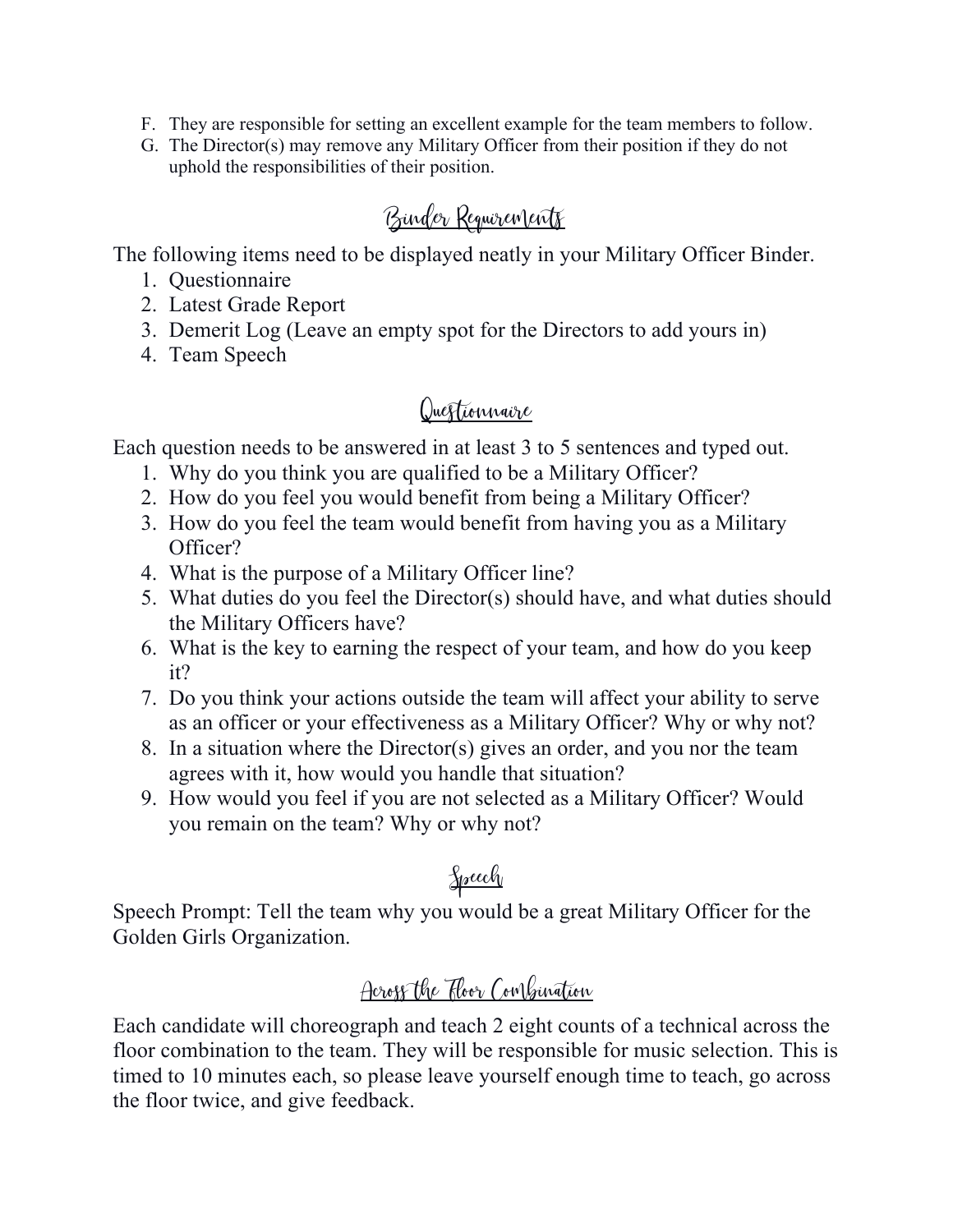F. They are responsible for setting an excellent example for the team members to follow.
G. The Director(s) may remove any Military Officer from their position if they do not uphold the responsibilities of their position.

## Binder Requirements

The following items need to be displayed neatly in your Military Officer Binder.

1. Questionnaire
2. Latest Grade Report
3. Demerit Log (Leave an empty spot for the Directors to add yours in)
4. Team Speech

## Questionnaire

Each question needs to be answered in at least 3 to 5 sentences and typed out.

1. Why do you think you are qualified to be a Military Officer?
2. How do you feel you would benefit from being a Military Officer?
3. How do you feel the team would benefit from having you as a Military Officer?
4. What is the purpose of a Military Officer line?
5. What duties do you feel the Director(s) should have, and what duties should the Military Officers have?
6. What is the key to earning the respect of your team, and how do you keep it?
7. Do you think your actions outside the team will affect your ability to serve as an officer or your effectiveness as a Military Officer? Why or why not?
8. In a situation where the Director(s) gives an order, and you nor the team agrees with it, how would you handle that situation?
9. How would you feel if you are not selected as a Military Officer? Would you remain on the team? Why or why not?

## Speech

Speech Prompt: Tell the team why you would be a great Military Officer for the Golden Girls Organization.

## Across the Floor Combination

Each candidate will choreograph and teach 2 eight counts of a technical across the floor combination to the team. They will be responsible for music selection. This is timed to 10 minutes each, so please leave yourself enough time to teach, go across the floor twice, and give feedback.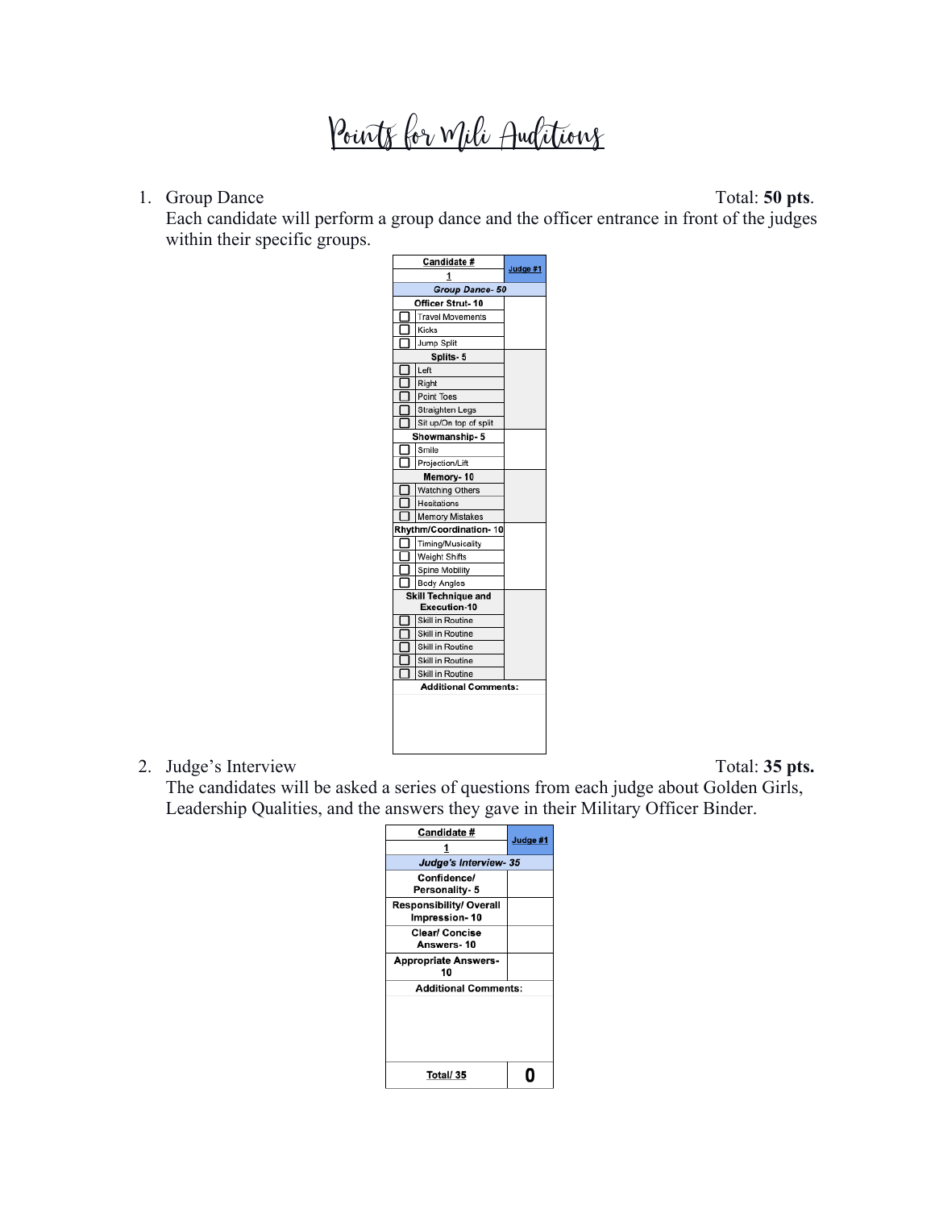# Points for Mili Auditions

1. Group Dance Total: **50 pts**.
   Each candidate will perform a group dance and the officer entrance in front of the judges within their specific groups.

| Candidate # | Judge #1 |
|---|---|
| 1 | |
| ***Group Dance- 50*** | |
| **Officer Strut- 10** | |
| ☐ Travel Movements | |
| ☐ Kicks | |
| ☐ Jump Split | |
| **Splits- 5** | |
| ☐ Left | |
| ☐ Right | |
| ☐ Point Toes | |
| ☐ Straighten Legs | |
| ☐ Sit up/On top of split | |
| **Showmanship- 5** | |
| ☐ Smile | |
| ☐ Projection/Lift | |
| **Memory- 10** | |
| ☐ Watching Others | |
| ☐ Hesitations | |
| ☐ Memory Mistakes | |
| **Rhythm/Coordination- 10** | |
| ☐ Timing/Musicality | |
| ☐ Weight Shifts | |
| ☐ Spine Mobility | |
| ☐ Body Angles | |
| **Skill Technique and Execution-10** | |
| ☐ Skill in Routine | |
| ☐ Skill in Routine | |
| ☐ Skill in Routine | |
| ☐ Skill in Routine | |
| ☐ Skill in Routine | |
| **Additional Comments:** | |

2. Judge's Interview Total: **35 pts.**
   The candidates will be asked a series of questions from each judge about Golden Girls, Leadership Qualities, and the answers they gave in their Military Officer Binder.

| Candidate # | Judge #1 |
|---|---|
| 1 | |
| ***Judge's Interview- 35*** | |
| **Confidence/ Personality- 5** | |
| **Responsibility/ Overall Impression- 10** | |
| **Clear/ Concise Answers- 10** | |
| **Appropriate Answers- 10** | |
| **Additional Comments:** | |
| **Total/ 35** | **0** |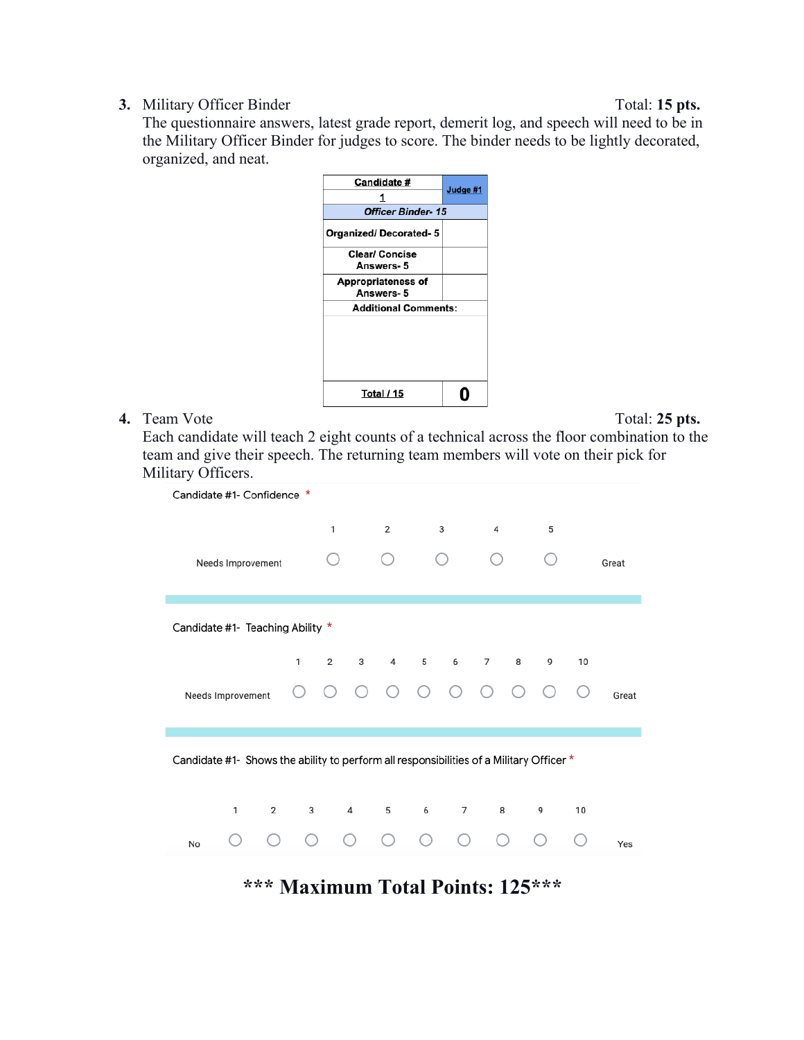3. Military Officer Binder — Total: **15 pts.**

   The questionnaire answers, latest grade report, demerit log, and speech will need to be in the Military Officer Binder for judges to score. The binder needs to be lightly decorated, organized, and neat.

| Candidate # 1 | Judge #1 |
|---|---|
| ***Officer Binder- 15*** | |
| **Organized/ Decorated- 5** | |
| **Clear/ Concise Answers- 5** | |
| **Appropriateness of Answers- 5** | |
| **Additional Comments:** | |
| **Total / 15** | **0** |

4. Team Vote — Total: **25 pts.**

   Each candidate will teach 2 eight counts of a technical across the floor combination to the team and give their speech. The returning team members will vote on their pick for Military Officers.

Candidate #1- Confidence *

| | 1 | 2 | 3 | 4 | 5 | |
|---|---|---|---|---|---|---|
| Needs Improvement | ○ | ○ | ○ | ○ | ○ | Great |

Candidate #1- Teaching Ability *

| | 1 | 2 | 3 | 4 | 5 | 6 | 7 | 8 | 9 | 10 | |
|---|---|---|---|---|---|---|---|---|---|---|---|
| Needs Improvement | ○ | ○ | ○ | ○ | ○ | ○ | ○ | ○ | ○ | ○ | Great |

Candidate #1- Shows the ability to perform all responsibilities of a Military Officer *

| | 1 | 2 | 3 | 4 | 5 | 6 | 7 | 8 | 9 | 10 | |
|---|---|---|---|---|---|---|---|---|---|---|---|
| No | ○ | ○ | ○ | ○ | ○ | ○ | ○ | ○ | ○ | ○ | Yes |

**\*\*\* Maximum Total Points: 125\*\*\***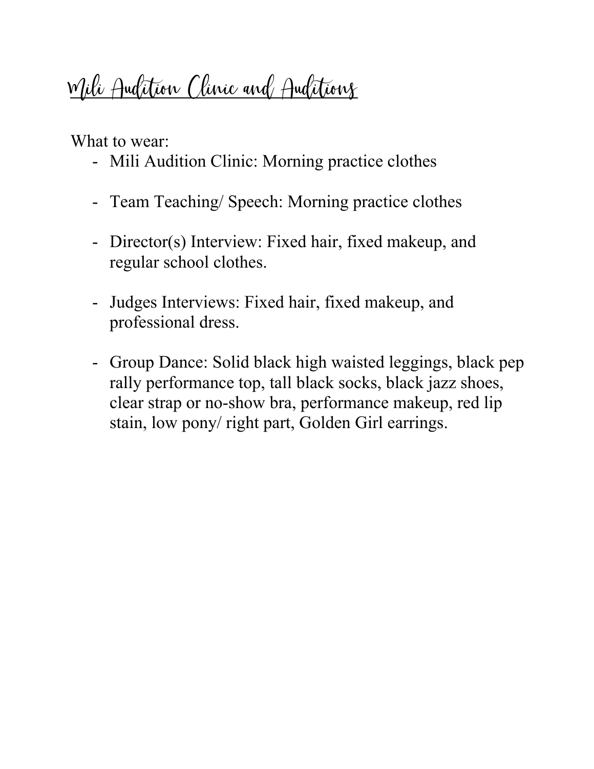# Mili Audition Clinic and Auditions

What to wear:

- Mili Audition Clinic: Morning practice clothes

- Team Teaching/ Speech: Morning practice clothes

- Director(s) Interview: Fixed hair, fixed makeup, and regular school clothes.

- Judges Interviews: Fixed hair, fixed makeup, and professional dress.

- Group Dance: Solid black high waisted leggings, black pep rally performance top, tall black socks, black jazz shoes, clear strap or no-show bra, performance makeup, red lip stain, low pony/ right part, Golden Girl earrings.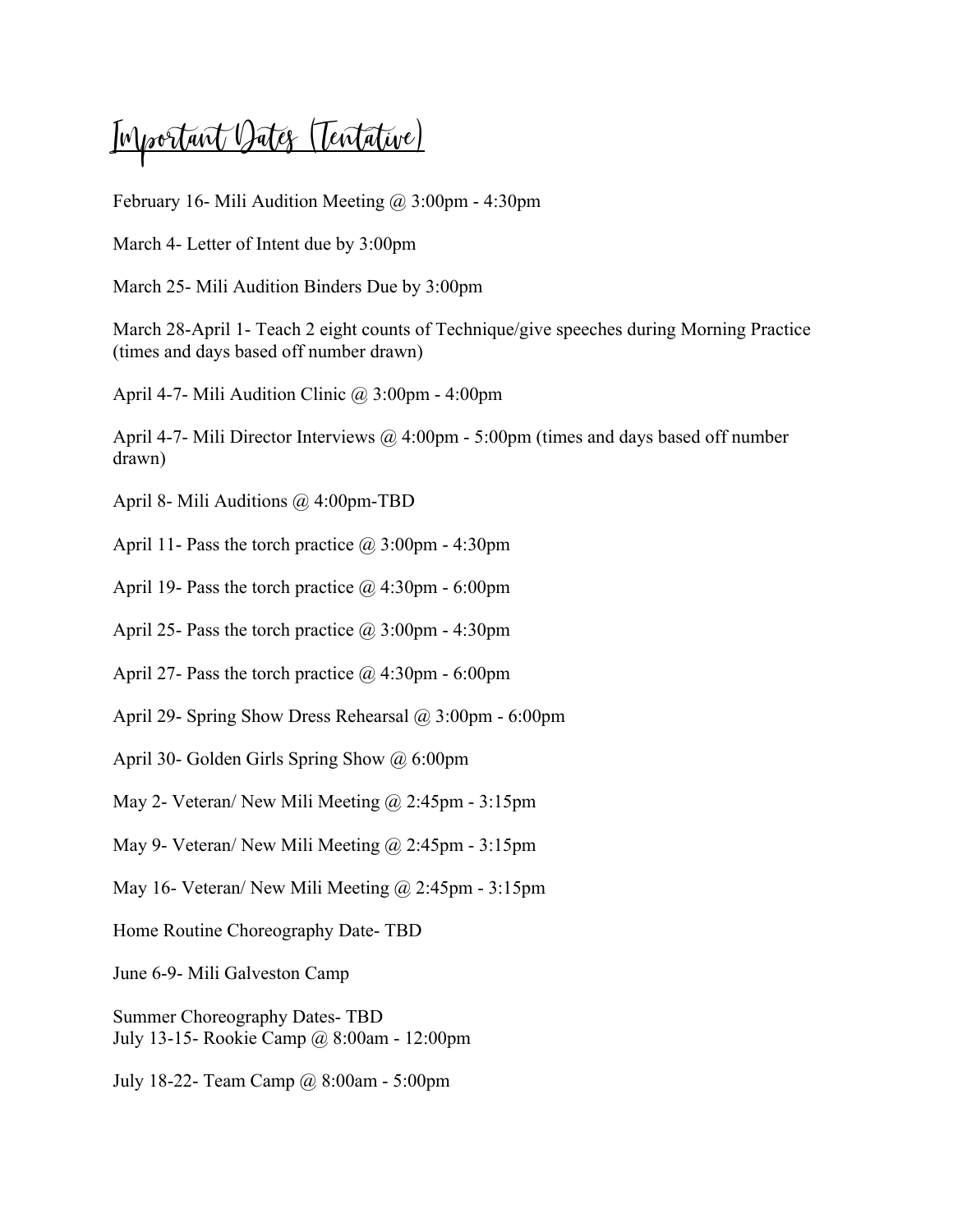# Important Dates (Tentative)

February 16- Mili Audition Meeting @ 3:00pm - 4:30pm

March 4- Letter of Intent due by 3:00pm

March 25- Mili Audition Binders Due by 3:00pm

March 28-April 1- Teach 2 eight counts of Technique/give speeches during Morning Practice (times and days based off number drawn)

April 4-7- Mili Audition Clinic @ 3:00pm - 4:00pm

April 4-7- Mili Director Interviews @ 4:00pm - 5:00pm (times and days based off number drawn)

April 8- Mili Auditions @ 4:00pm-TBD

April 11- Pass the torch practice @ 3:00pm - 4:30pm

April 19- Pass the torch practice @ 4:30pm - 6:00pm

April 25- Pass the torch practice @ 3:00pm - 4:30pm

April 27- Pass the torch practice @ 4:30pm - 6:00pm

April 29- Spring Show Dress Rehearsal @ 3:00pm - 6:00pm

April 30- Golden Girls Spring Show @ 6:00pm

May 2- Veteran/ New Mili Meeting @ 2:45pm - 3:15pm

May 9- Veteran/ New Mili Meeting @ 2:45pm - 3:15pm

May 16- Veteran/ New Mili Meeting @ 2:45pm - 3:15pm

Home Routine Choreography Date- TBD

June 6-9- Mili Galveston Camp

Summer Choreography Dates- TBD
July 13-15- Rookie Camp @ 8:00am - 12:00pm

July 18-22- Team Camp @ 8:00am - 5:00pm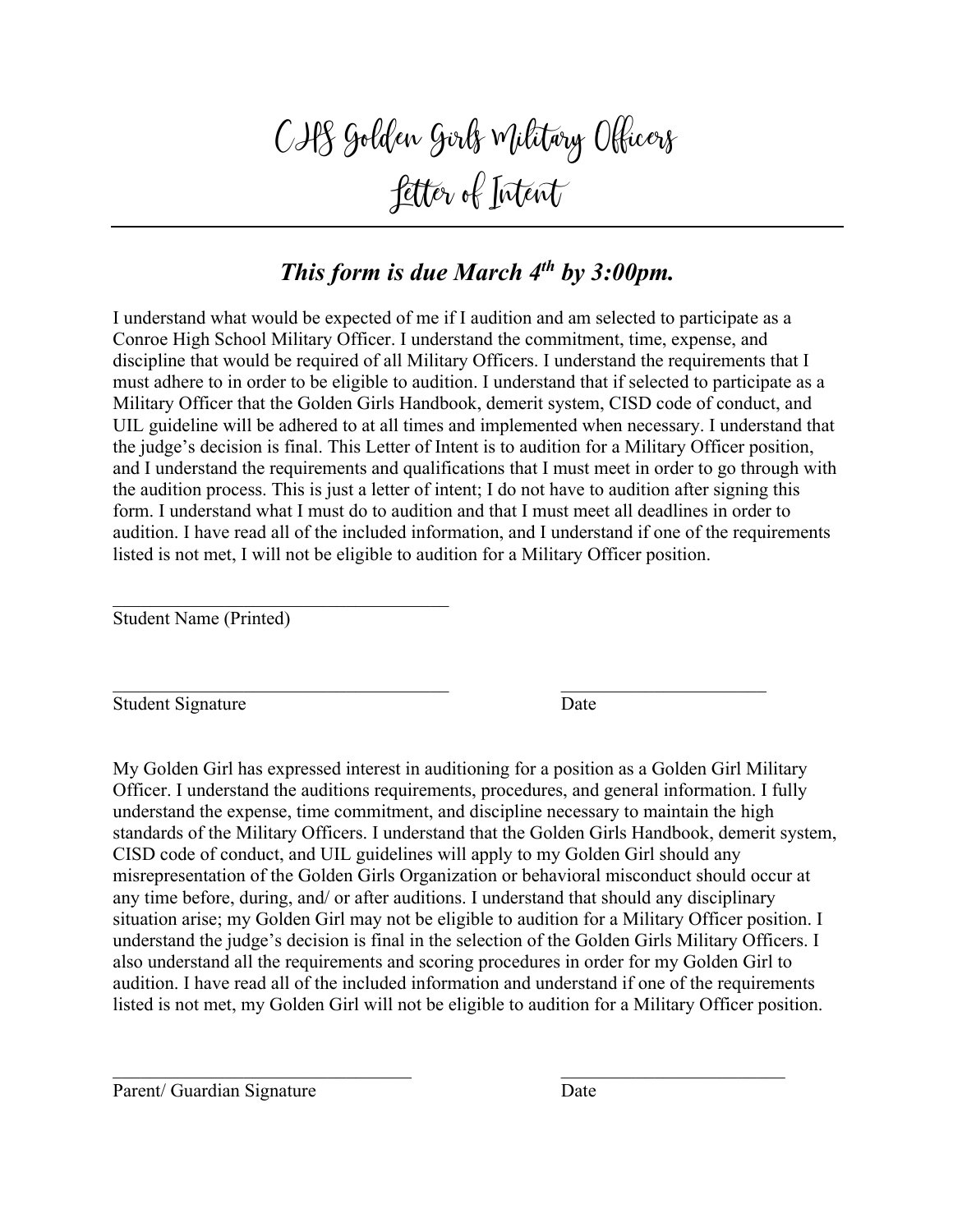# CHS Golden Girls Military Officers
# Letter of Intent

---

## *This form is due March 4th by 3:00pm.*

I understand what would be expected of me if I audition and am selected to participate as a Conroe High School Military Officer. I understand the commitment, time, expense, and discipline that would be required of all Military Officers. I understand the requirements that I must adhere to in order to be eligible to audition. I understand that if selected to participate as a Military Officer that the Golden Girls Handbook, demerit system, CISD code of conduct, and UIL guideline will be adhered to at all times and implemented when necessary. I understand that the judge's decision is final. This Letter of Intent is to audition for a Military Officer position, and I understand the requirements and qualifications that I must meet in order to go through with the audition process. This is just a letter of intent; I do not have to audition after signing this form. I understand what I must do to audition and that I must meet all deadlines in order to audition. I have read all of the included information, and I understand if one of the requirements listed is not met, I will not be eligible to audition for a Military Officer position.

\_\_\_\_\_\_\_\_\_\_\_\_\_\_\_\_\_\_\_\_\_\_\_\_\_\_\_\_\_\_\_\_\_\_\_\_
Student Name (Printed)

\_\_\_\_\_\_\_\_\_\_\_\_\_\_\_\_\_\_\_\_\_\_\_\_\_\_\_\_\_\_\_\_\_\_\_\_ \_\_\_\_\_\_\_\_\_\_\_\_\_\_\_\_\_\_\_\_\_\_
Student Signature Date

My Golden Girl has expressed interest in auditioning for a position as a Golden Girl Military Officer. I understand the auditions requirements, procedures, and general information. I fully understand the expense, time commitment, and discipline necessary to maintain the high standards of the Military Officers. I understand that the Golden Girls Handbook, demerit system, CISD code of conduct, and UIL guidelines will apply to my Golden Girl should any misrepresentation of the Golden Girls Organization or behavioral misconduct should occur at any time before, during, and/ or after auditions. I understand that should any disciplinary situation arise; my Golden Girl may not be eligible to audition for a Military Officer position. I understand the judge's decision is final in the selection of the Golden Girls Military Officers. I also understand all the requirements and scoring procedures in order for my Golden Girl to audition. I have read all of the included information and understand if one of the requirements listed is not met, my Golden Girl will not be eligible to audition for a Military Officer position.

\_\_\_\_\_\_\_\_\_\_\_\_\_\_\_\_\_\_\_\_\_\_\_\_\_\_\_\_\_\_\_\_ \_\_\_\_\_\_\_\_\_\_\_\_\_\_\_\_\_\_\_\_\_\_\_\_
Parent/ Guardian Signature Date